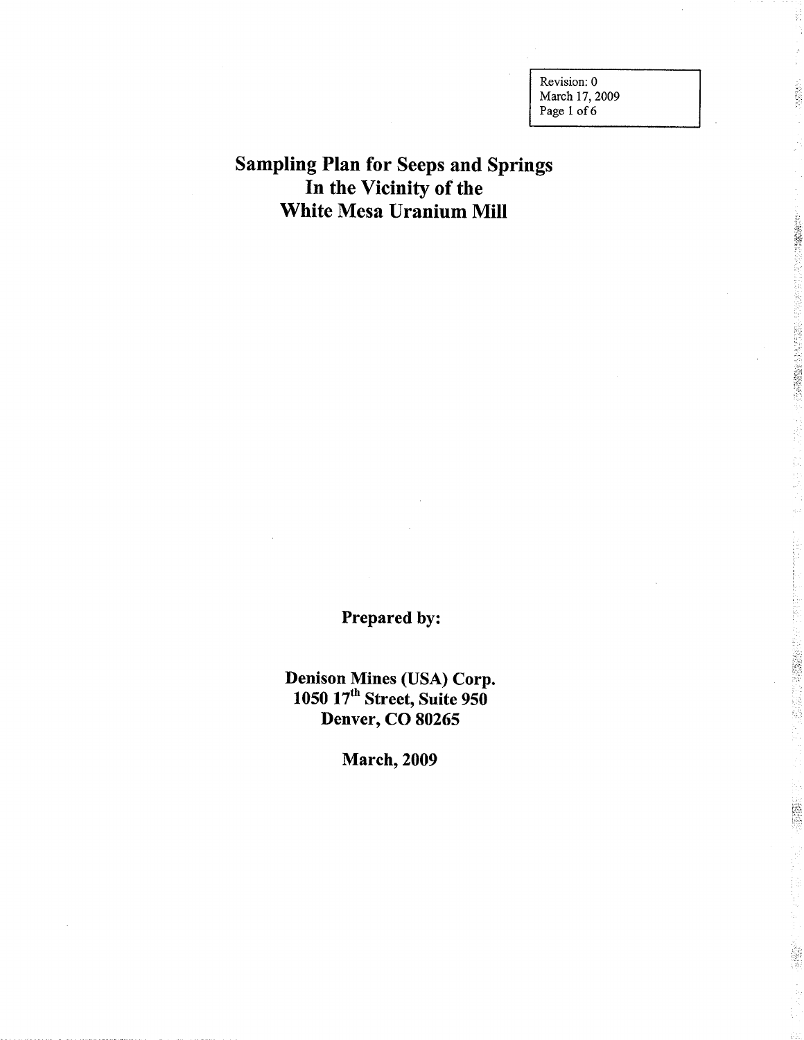Revision: 0
March 17, 2009

# Sampling Plan for Seeps and Springs In the Vicinity of the White Mesa Uranium Mill

**Prepared by:**

**Denison Mines (USA) Corp.**
**1050 17th Street, Suite 950**
**Denver, CO 80265**

**March, 2009**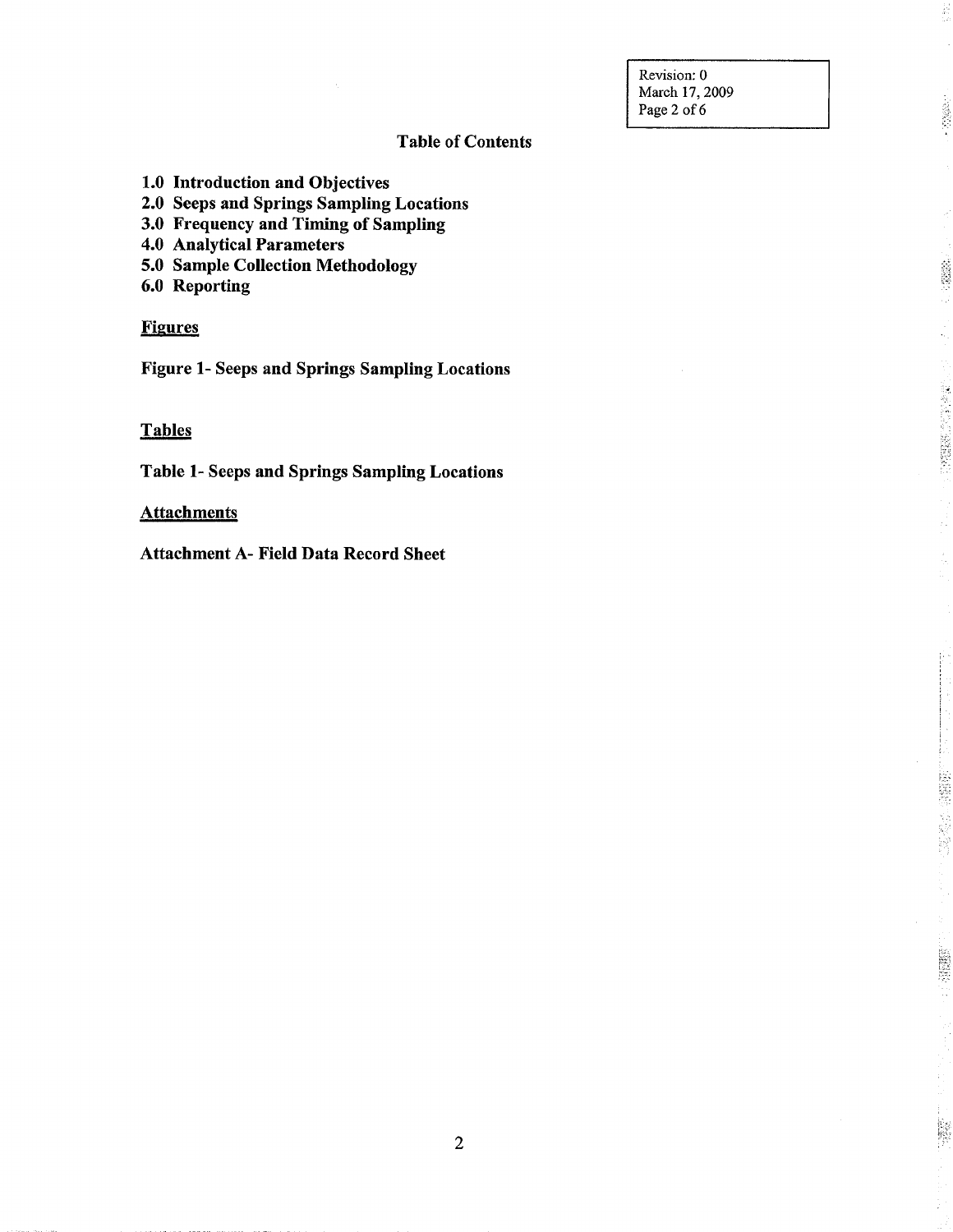## Table of Contents

**1.0 Introduction and Objectives**
**2.0 Seeps and Springs Sampling Locations**
**3.0 Frequency and Timing of Sampling**
**4.0 Analytical Parameters**
**5.0 Sample Collection Methodology**
**6.0 Reporting**

**<u>Figures</u>**

**Figure 1- Seeps and Springs Sampling Locations**

**<u>Tables</u>**

**Table 1- Seeps and Springs Sampling Locations**

**<u>Attachments</u>**

**Attachment A- Field Data Record Sheet**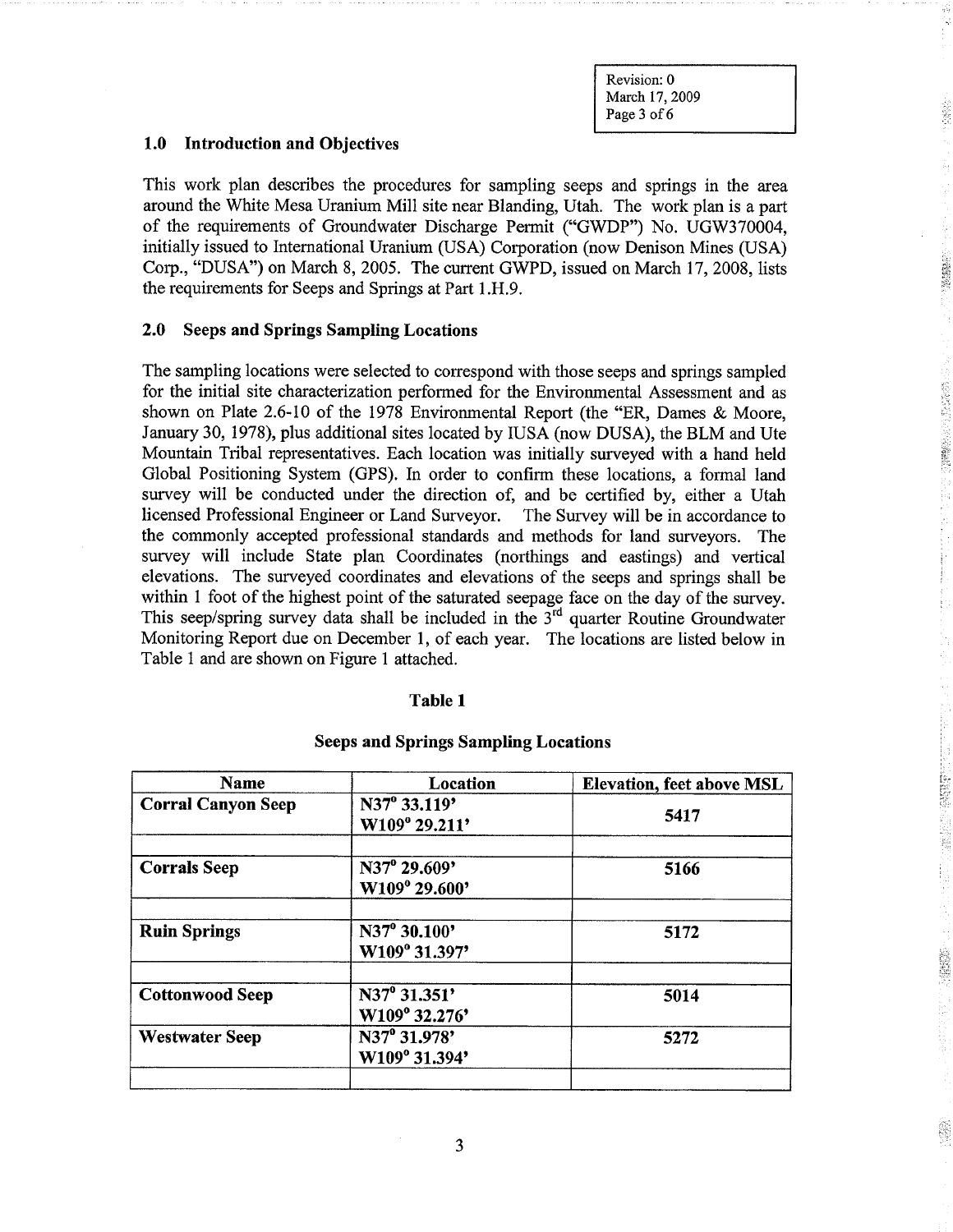Revision: 0
March 17, 2009

## 1.0 Introduction and Objectives

This work plan describes the procedures for sampling seeps and springs in the area around the White Mesa Uranium Mill site near Blanding, Utah. The work plan is a part of the requirements of Groundwater Discharge Permit ("GWDP") No. UGW370004, initially issued to International Uranium (USA) Corporation (now Denison Mines (USA) Corp., "DUSA") on March 8, 2005. The current GWPD, issued on March 17, 2008, lists the requirements for Seeps and Springs at Part 1.H.9.

## 2.0 Seeps and Springs Sampling Locations

The sampling locations were selected to correspond with those seeps and springs sampled for the initial site characterization performed for the Environmental Assessment and as shown on Plate 2.6-10 of the 1978 Environmental Report (the "ER, Dames & Moore, January 30, 1978), plus additional sites located by IUSA (now DUSA), the BLM and Ute Mountain Tribal representatives. Each location was initially surveyed with a hand held Global Positioning System (GPS). In order to confirm these locations, a formal land survey will be conducted under the direction of, and be certified by, either a Utah licensed Professional Engineer or Land Surveyor. The Survey will be in accordance to the commonly accepted professional standards and methods for land surveyors. The survey will include State plan Coordinates (northings and eastings) and vertical elevations. The surveyed coordinates and elevations of the seeps and springs shall be within 1 foot of the highest point of the saturated seepage face on the day of the survey. This seep/spring survey data shall be included in the 3rd quarter Routine Groundwater Monitoring Report due on December 1, of each year. The locations are listed below in Table 1 and are shown on Figure 1 attached.

**Table 1**

**Seeps and Springs Sampling Locations**

| Name | Location | Elevation, feet above MSL |
|---|---|---|
| **Corral Canyon Seep** | **N37° 33.119'** **W109° 29.211'** | **5417** |
| | | |
| **Corrals Seep** | **N37° 29.609'** **W109° 29.600'** | **5166** |
| | | |
| **Ruin Springs** | **N37° 30.100'** **W109° 31.397'** | **5172** |
| | | |
| **Cottonwood Seep** | **N37° 31.351'** **W109° 32.276'** | **5014** |
| **Westwater Seep** | **N37° 31.978'** **W109° 31.394'** | **5272** |
| | | |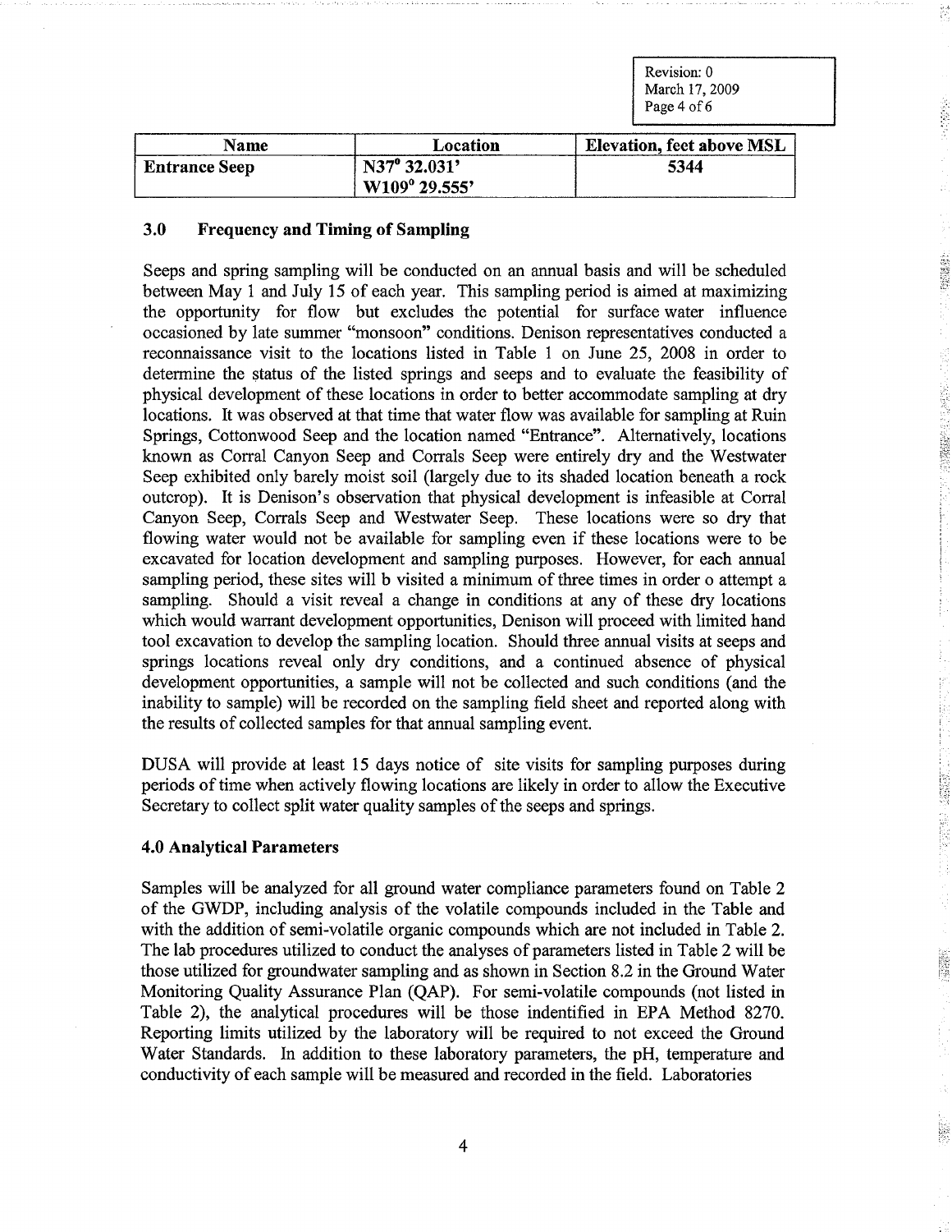| Name | Location | Elevation, feet above MSL |
|---|---|---|
| **Entrance Seep** | N37° 32.031' W109° 29.555' | **5344** |

### 3.0 Frequency and Timing of Sampling

Seeps and spring sampling will be conducted on an annual basis and will be scheduled between May 1 and July 15 of each year. This sampling period is aimed at maximizing the opportunity for flow but excludes the potential for surface water influence occasioned by late summer "monsoon" conditions. Denison representatives conducted a reconnaissance visit to the locations listed in Table 1 on June 25, 2008 in order to determine the status of the listed springs and seeps and to evaluate the feasibility of physical development of these locations in order to better accommodate sampling at dry locations. It was observed at that time that water flow was available for sampling at Ruin Springs, Cottonwood Seep and the location named "Entrance". Alternatively, locations known as Corral Canyon Seep and Corrals Seep were entirely dry and the Westwater Seep exhibited only barely moist soil (largely due to its shaded location beneath a rock outcrop). It is Denison's observation that physical development is infeasible at Corral Canyon Seep, Corrals Seep and Westwater Seep. These locations were so dry that flowing water would not be available for sampling even if these locations were to be excavated for location development and sampling purposes. However, for each annual sampling period, these sites will b visited a minimum of three times in order o attempt a sampling. Should a visit reveal a change in conditions at any of these dry locations which would warrant development opportunities, Denison will proceed with limited hand tool excavation to develop the sampling location. Should three annual visits at seeps and springs locations reveal only dry conditions, and a continued absence of physical development opportunities, a sample will not be collected and such conditions (and the inability to sample) will be recorded on the sampling field sheet and reported along with the results of collected samples for that annual sampling event.

DUSA will provide at least 15 days notice of site visits for sampling purposes during periods of time when actively flowing locations are likely in order to allow the Executive Secretary to collect split water quality samples of the seeps and springs.

### 4.0 Analytical Parameters

Samples will be analyzed for all ground water compliance parameters found on Table 2 of the GWDP, including analysis of the volatile compounds included in the Table and with the addition of semi-volatile organic compounds which are not included in Table 2. The lab procedures utilized to conduct the analyses of parameters listed in Table 2 will be those utilized for groundwater sampling and as shown in Section 8.2 in the Ground Water Monitoring Quality Assurance Plan (QAP). For semi-volatile compounds (not listed in Table 2), the analytical procedures will be those indentified in EPA Method 8270. Reporting limits utilized by the laboratory will be required to not exceed the Ground Water Standards. In addition to these laboratory parameters, the pH, temperature and conductivity of each sample will be measured and recorded in the field. Laboratories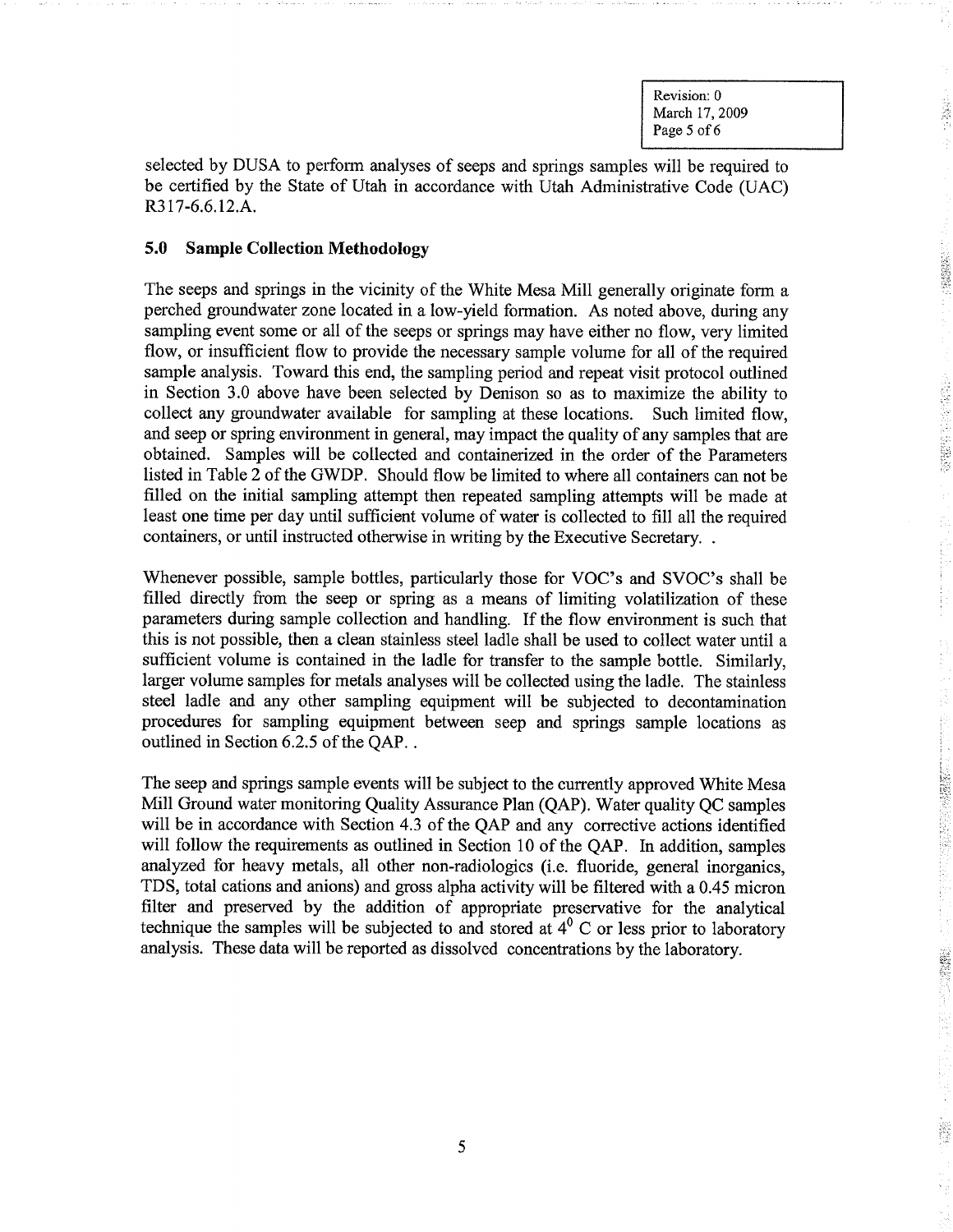selected by DUSA to perform analyses of seeps and springs samples will be required to be certified by the State of Utah in accordance with Utah Administrative Code (UAC) R317-6.6.12.A.

## 5.0 Sample Collection Methodology

The seeps and springs in the vicinity of the White Mesa Mill generally originate form a perched groundwater zone located in a low-yield formation. As noted above, during any sampling event some or all of the seeps or springs may have either no flow, very limited flow, or insufficient flow to provide the necessary sample volume for all of the required sample analysis. Toward this end, the sampling period and repeat visit protocol outlined in Section 3.0 above have been selected by Denison so as to maximize the ability to collect any groundwater available for sampling at these locations. Such limited flow, and seep or spring environment in general, may impact the quality of any samples that are obtained. Samples will be collected and containerized in the order of the Parameters listed in Table 2 of the GWDP. Should flow be limited to where all containers can not be filled on the initial sampling attempt then repeated sampling attempts will be made at least one time per day until sufficient volume of water is collected to fill all the required containers, or until instructed otherwise in writing by the Executive Secretary. .

Whenever possible, sample bottles, particularly those for VOC's and SVOC's shall be filled directly from the seep or spring as a means of limiting volatilization of these parameters during sample collection and handling. If the flow environment is such that this is not possible, then a clean stainless steel ladle shall be used to collect water until a sufficient volume is contained in the ladle for transfer to the sample bottle. Similarly, larger volume samples for metals analyses will be collected using the ladle. The stainless steel ladle and any other sampling equipment will be subjected to decontamination procedures for sampling equipment between seep and springs sample locations as outlined in Section 6.2.5 of the QAP. .

The seep and springs sample events will be subject to the currently approved White Mesa Mill Ground water monitoring Quality Assurance Plan (QAP). Water quality QC samples will be in accordance with Section 4.3 of the QAP and any corrective actions identified will follow the requirements as outlined in Section 10 of the QAP. In addition, samples analyzed for heavy metals, all other non-radiologics (i.e. fluoride, general inorganics, TDS, total cations and anions) and gross alpha activity will be filtered with a 0.45 micron filter and preserved by the addition of appropriate preservative for the analytical technique the samples will be subjected to and stored at $4^0$ C or less prior to laboratory analysis. These data will be reported as dissolved concentrations by the laboratory.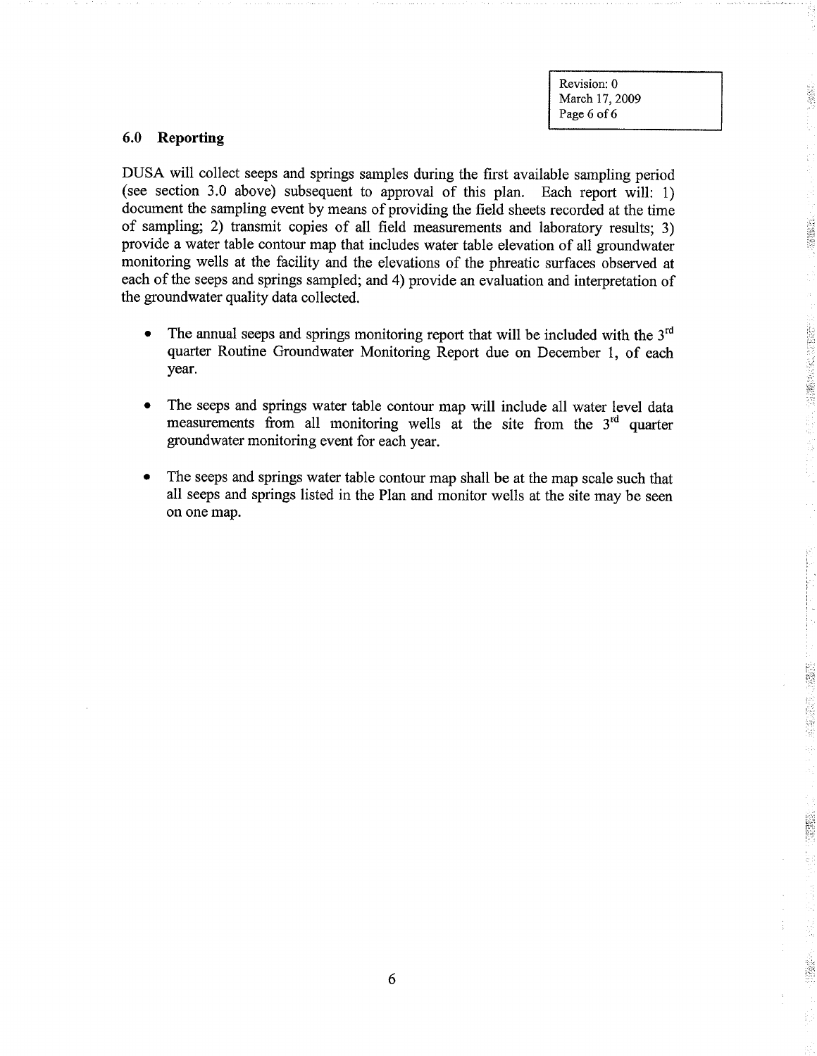## 6.0 Reporting

DUSA will collect seeps and springs samples during the first available sampling period (see section 3.0 above) subsequent to approval of this plan. Each report will: 1) document the sampling event by means of providing the field sheets recorded at the time of sampling; 2) transmit copies of all field measurements and laboratory results; 3) provide a water table contour map that includes water table elevation of all groundwater monitoring wells at the facility and the elevations of the phreatic surfaces observed at each of the seeps and springs sampled; and 4) provide an evaluation and interpretation of the groundwater quality data collected.

- The annual seeps and springs monitoring report that will be included with the 3rd quarter Routine Groundwater Monitoring Report due on December 1, of each year.
- The seeps and springs water table contour map will include all water level data measurements from all monitoring wells at the site from the 3rd quarter groundwater monitoring event for each year.
- The seeps and springs water table contour map shall be at the map scale such that all seeps and springs listed in the Plan and monitor wells at the site may be seen on one map.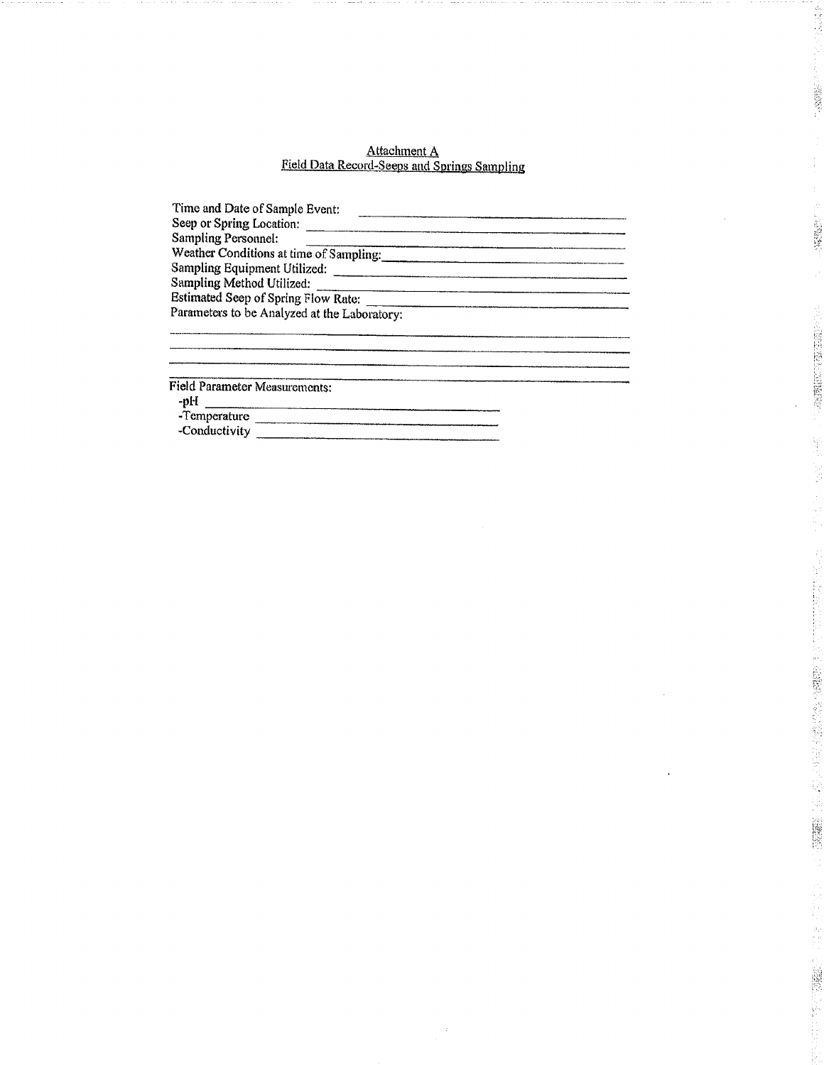## Attachment A
## Field Data Record-Seeps and Springs Sampling

Time and Date of Sample Event: \_\_\_\_\_\_\_\_\_\_\_\_\_\_\_\_\_\_\_\_\_\_\_\_\_\_\_\_\_\_\_\_

Seep or Spring Location: \_\_\_\_\_\_\_\_\_\_\_\_\_\_\_\_\_\_\_\_\_\_\_\_\_\_\_\_\_\_\_\_

Sampling Personnel: \_\_\_\_\_\_\_\_\_\_\_\_\_\_\_\_\_\_\_\_\_\_\_\_\_\_\_\_\_\_\_\_

Weather Conditions at time of Sampling: \_\_\_\_\_\_\_\_\_\_\_\_\_\_\_\_\_\_\_\_\_\_\_\_\_\_\_\_\_\_\_\_

Sampling Equipment Utilized: \_\_\_\_\_\_\_\_\_\_\_\_\_\_\_\_\_\_\_\_\_\_\_\_\_\_\_\_\_\_\_\_

Sampling Method Utilized: \_\_\_\_\_\_\_\_\_\_\_\_\_\_\_\_\_\_\_\_\_\_\_\_\_\_\_\_\_\_\_\_

Estimated Seep of Spring Flow Rate: \_\_\_\_\_\_\_\_\_\_\_\_\_\_\_\_\_\_\_\_\_\_\_\_\_\_\_\_\_\_\_\_

Parameters to be Analyzed at the Laboratory:

\_\_\_\_\_\_\_\_\_\_\_\_\_\_\_\_\_\_\_\_\_\_\_\_\_\_\_\_\_\_\_\_\_\_\_\_\_\_\_\_\_\_\_\_\_\_\_\_\_\_\_\_\_\_\_\_\_\_\_\_

\_\_\_\_\_\_\_\_\_\_\_\_\_\_\_\_\_\_\_\_\_\_\_\_\_\_\_\_\_\_\_\_\_\_\_\_\_\_\_\_\_\_\_\_\_\_\_\_\_\_\_\_\_\_\_\_\_\_\_\_

\_\_\_\_\_\_\_\_\_\_\_\_\_\_\_\_\_\_\_\_\_\_\_\_\_\_\_\_\_\_\_\_\_\_\_\_\_\_\_\_\_\_\_\_\_\_\_\_\_\_\_\_\_\_\_\_\_\_\_\_

\_\_\_\_\_\_\_\_\_\_\_\_\_\_\_\_\_\_\_\_\_\_\_\_\_\_\_\_\_\_\_\_\_\_\_\_\_\_\_\_\_\_\_\_\_\_\_\_\_\_\_\_\_\_\_\_\_\_\_\_

Field Parameter Measurements:

- -pH \_\_\_\_\_\_\_\_\_\_\_\_\_\_\_\_\_\_\_\_\_\_\_\_\_\_\_\_\_\_\_\_
- -Temperature \_\_\_\_\_\_\_\_\_\_\_\_\_\_\_\_\_\_\_\_\_\_\_\_\_\_\_\_\_\_\_\_
- -Conductivity \_\_\_\_\_\_\_\_\_\_\_\_\_\_\_\_\_\_\_\_\_\_\_\_\_\_\_\_\_\_\_\_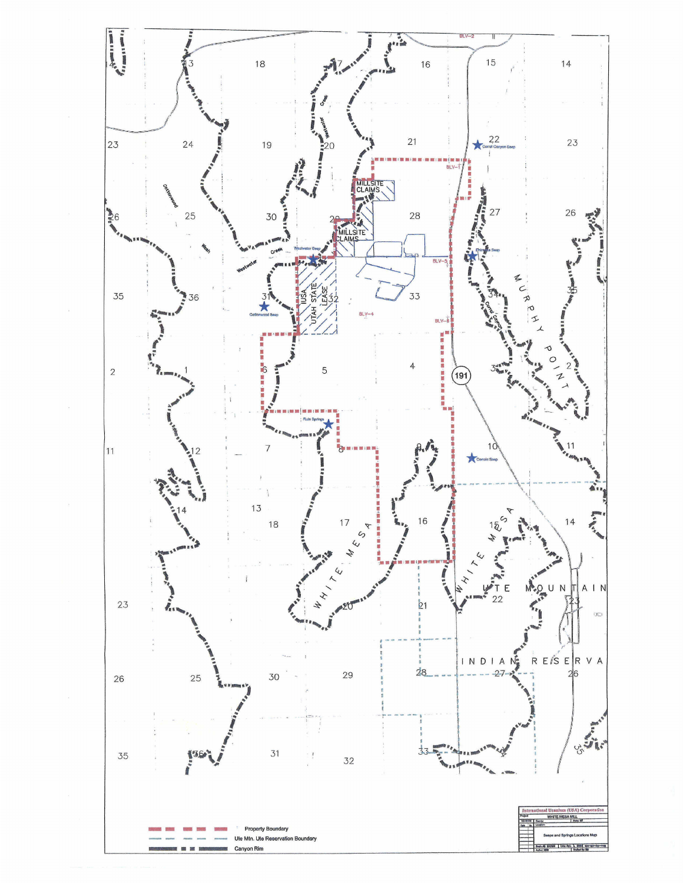Property Boundary

Ute Mtn. Ute Reservation Boundary

Canyon Rim

International Uranium (USA) Corporation

WHITE MESA MILL

Seeps and Springs Locations Map